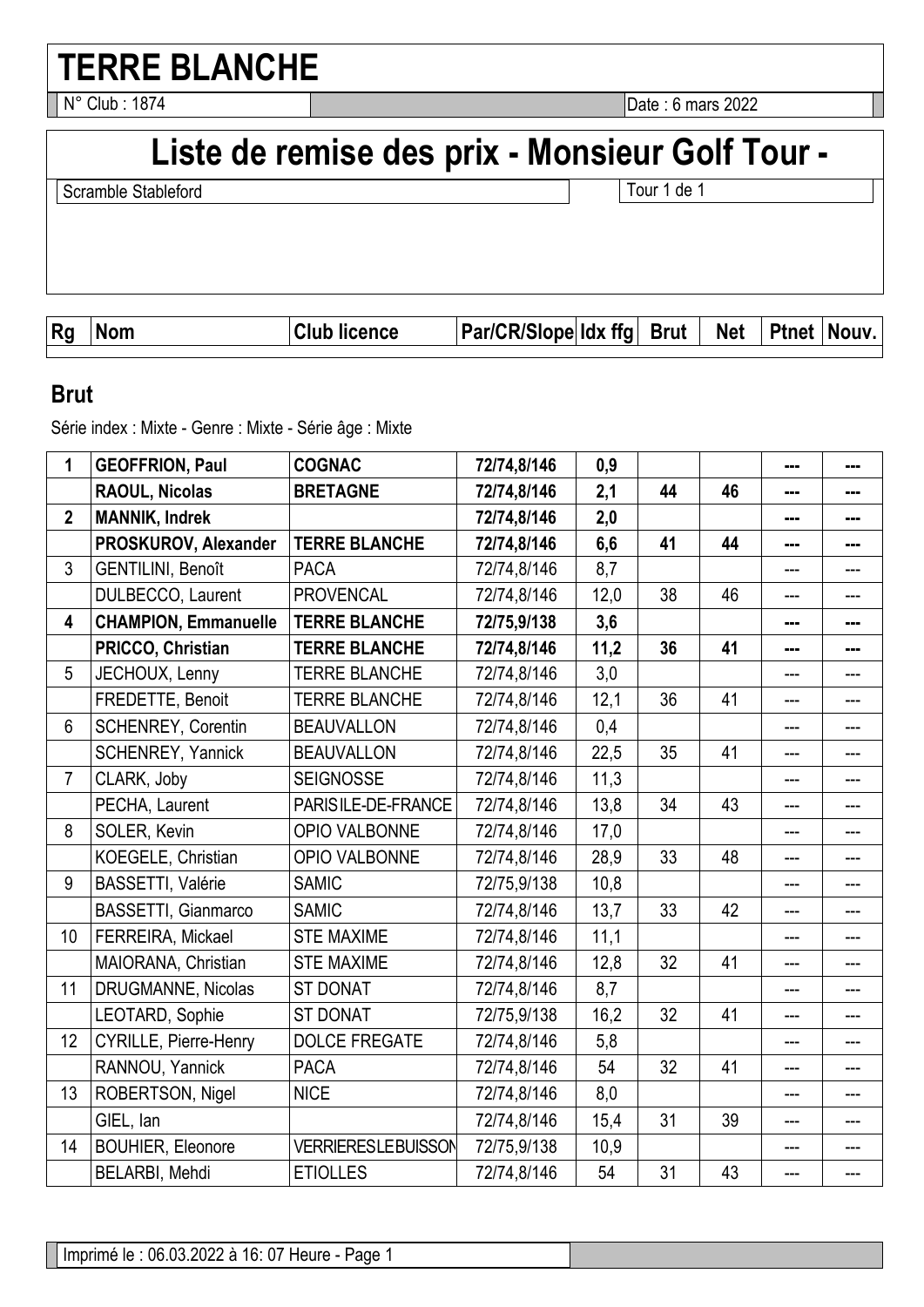# TERRE BLANCHE

N° Club : 1874 | Date : 6 mars 2022

## Liste de remise des prix - Monsieur Golf Tour -

Scramble Stableford | Tour 1 de 1

### Brut

Série index : Mixte - Genre : Mixte - Série âge : Mixte

| Rg | Nom | Club licence | Par/CR/Slope | Idx ffg | Brut | Net | Ptnet | Nouv. |
|---|---|---|---|---|---|---|---|---|
| **1** | **GEOFFRION, Paul** | **COGNAC** | **72/74,8/146** | **0,9** | | | **---** | **---** |
| | **RAOUL, Nicolas** | **BRETAGNE** | **72/74,8/146** | **2,1** | **44** | **46** | **---** | **---** |
| **2** | **MANNIK, Indrek** | | **72/74,8/146** | **2,0** | | | **---** | **---** |
| | **PROSKUROV, Alexander** | **TERRE BLANCHE** | **72/74,8/146** | **6,6** | **41** | **44** | **---** | **---** |
| 3 | GENTILINI, Benoît | PACA | 72/74,8/146 | 8,7 | | | --- | --- |
| | DULBECCO, Laurent | PROVENCAL | 72/74,8/146 | 12,0 | 38 | 46 | --- | --- |
| **4** | **CHAMPION, Emmanuelle** | **TERRE BLANCHE** | **72/75,9/138** | **3,6** | | | **---** | **---** |
| | **PRICCO, Christian** | **TERRE BLANCHE** | **72/74,8/146** | **11,2** | **36** | **41** | **---** | **---** |
| 5 | JECHOUX, Lenny | TERRE BLANCHE | 72/74,8/146 | 3,0 | | | --- | --- |
| | FREDETTE, Benoit | TERRE BLANCHE | 72/74,8/146 | 12,1 | 36 | 41 | --- | --- |
| 6 | SCHENREY, Corentin | BEAUVALLON | 72/74,8/146 | 0,4 | | | --- | --- |
| | SCHENREY, Yannick | BEAUVALLON | 72/74,8/146 | 22,5 | 35 | 41 | --- | --- |
| 7 | CLARK, Joby | SEIGNOSSE | 72/74,8/146 | 11,3 | | | --- | --- |
| | PECHA, Laurent | PARIS ILE-DE-FRANCE | 72/74,8/146 | 13,8 | 34 | 43 | --- | --- |
| 8 | SOLER, Kevin | OPIO VALBONNE | 72/74,8/146 | 17,0 | | | --- | --- |
| | KOEGELE, Christian | OPIO VALBONNE | 72/74,8/146 | 28,9 | 33 | 48 | --- | --- |
| 9 | BASSETTI, Valérie | SAMIC | 72/75,9/138 | 10,8 | | | --- | --- |
| | BASSETTI, Gianmarco | SAMIC | 72/74,8/146 | 13,7 | 33 | 42 | --- | --- |
| 10 | FERREIRA, Mickael | STE MAXIME | 72/74,8/146 | 11,1 | | | --- | --- |
| | MAIORANA, Christian | STE MAXIME | 72/74,8/146 | 12,8 | 32 | 41 | --- | --- |
| 11 | DRUGMANNE, Nicolas | ST DONAT | 72/74,8/146 | 8,7 | | | --- | --- |
| | LEOTARD, Sophie | ST DONAT | 72/75,9/138 | 16,2 | 32 | 41 | --- | --- |
| 12 | CYRILLE, Pierre-Henry | DOLCE FREGATE | 72/74,8/146 | 5,8 | | | --- | --- |
| | RANNOU, Yannick | PACA | 72/74,8/146 | 54 | 32 | 41 | --- | --- |
| 13 | ROBERTSON, Nigel | NICE | 72/74,8/146 | 8,0 | | | --- | --- |
| | GIEL, Ian | | 72/74,8/146 | 15,4 | 31 | 39 | --- | --- |
| 14 | BOUHIER, Eleonore | VERRIERES LE BUISSON | 72/75,9/138 | 10,9 | | | --- | --- |
| | BELARBI, Mehdi | ETIOLLES | 72/74,8/146 | 54 | 31 | 43 | --- | --- |

Imprimé le : 06.03.2022 à 16: 07 Heure - Page 1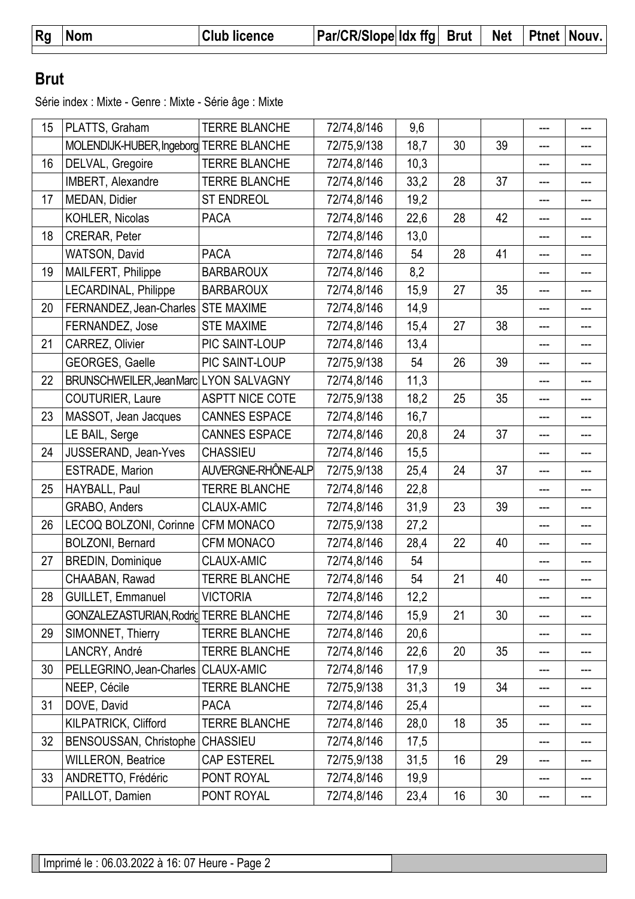| Rg | Nom | Club licence | Par/CR/Slope | Idx ffg | Brut | Net | Ptnet | Nouv. |
|---|---|---|---|---|---|---|---|---|

## Brut

Série index : Mixte - Genre : Mixte - Série âge : Mixte

| Rg | Nom | Club licence | Par/CR/Slope | Idx ffg | Brut | Net | Ptnet | Nouv. |
|---|---|---|---|---|---|---|---|---|
| 15 | PLATTS, Graham | TERRE BLANCHE | 72/74,8/146 | 9,6 | | | --- | --- |
| | MOLENDIJK-HUBER, Ingeborg | TERRE BLANCHE | 72/75,9/138 | 18,7 | 30 | 39 | --- | --- |
| 16 | DELVAL, Gregoire | TERRE BLANCHE | 72/74,8/146 | 10,3 | | | --- | --- |
| | IMBERT, Alexandre | TERRE BLANCHE | 72/74,8/146 | 33,2 | 28 | 37 | --- | --- |
| 17 | MEDAN, Didier | ST ENDREOL | 72/74,8/146 | 19,2 | | | --- | --- |
| | KOHLER, Nicolas | PACA | 72/74,8/146 | 22,6 | 28 | 42 | --- | --- |
| 18 | CRERAR, Peter | | 72/74,8/146 | 13,0 | | | --- | --- |
| | WATSON, David | PACA | 72/74,8/146 | 54 | 28 | 41 | --- | --- |
| 19 | MAILFERT, Philippe | BARBAROUX | 72/74,8/146 | 8,2 | | | --- | --- |
| | LECARDINAL, Philippe | BARBAROUX | 72/74,8/146 | 15,9 | 27 | 35 | --- | --- |
| 20 | FERNANDEZ, Jean-Charles | STE MAXIME | 72/74,8/146 | 14,9 | | | --- | --- |
| | FERNANDEZ, Jose | STE MAXIME | 72/74,8/146 | 15,4 | 27 | 38 | --- | --- |
| 21 | CARREZ, Olivier | PIC SAINT-LOUP | 72/74,8/146 | 13,4 | | | --- | --- |
| | GEORGES, Gaelle | PIC SAINT-LOUP | 72/75,9/138 | 54 | 26 | 39 | --- | --- |
| 22 | BRUNSCHWEILER, JeanMarc | LYON SALVAGNY | 72/74,8/146 | 11,3 | | | --- | --- |
| | COUTURIER, Laure | ASPTT NICE COTE | 72/75,9/138 | 18,2 | 25 | 35 | --- | --- |
| 23 | MASSOT, Jean Jacques | CANNES ESPACE | 72/74,8/146 | 16,7 | | | --- | --- |
| | LE BAIL, Serge | CANNES ESPACE | 72/74,8/146 | 20,8 | 24 | 37 | --- | --- |
| 24 | JUSSERAND, Jean-Yves | CHASSIEU | 72/74,8/146 | 15,5 | | | --- | --- |
| | ESTRADE, Marion | AUVERGNE-RHÔNE-ALP | 72/75,9/138 | 25,4 | 24 | 37 | --- | --- |
| 25 | HAYBALL, Paul | TERRE BLANCHE | 72/74,8/146 | 22,8 | | | --- | --- |
| | GRABO, Anders | CLAUX-AMIC | 72/74,8/146 | 31,9 | 23 | 39 | --- | --- |
| 26 | LECOQ BOLZONI, Corinne | CFM MONACO | 72/75,9/138 | 27,2 | | | --- | --- |
| | BOLZONI, Bernard | CFM MONACO | 72/74,8/146 | 28,4 | 22 | 40 | --- | --- |
| 27 | BREDIN, Dominique | CLAUX-AMIC | 72/74,8/146 | 54 | | | --- | --- |
| | CHAABAN, Rawad | TERRE BLANCHE | 72/74,8/146 | 54 | 21 | 40 | --- | --- |
| 28 | GUILLET, Emmanuel | VICTORIA | 72/74,8/146 | 12,2 | | | --- | --- |
| | GONZALEZASTURIAN, Rodrig | TERRE BLANCHE | 72/74,8/146 | 15,9 | 21 | 30 | --- | --- |
| 29 | SIMONNET, Thierry | TERRE BLANCHE | 72/74,8/146 | 20,6 | | | --- | --- |
| | LANCRY, André | TERRE BLANCHE | 72/74,8/146 | 22,6 | 20 | 35 | --- | --- |
| 30 | PELLEGRINO, Jean-Charles | CLAUX-AMIC | 72/74,8/146 | 17,9 | | | --- | --- |
| | NEEP, Cécile | TERRE BLANCHE | 72/75,9/138 | 31,3 | 19 | 34 | --- | --- |
| 31 | DOVE, David | PACA | 72/74,8/146 | 25,4 | | | --- | --- |
| | KILPATRICK, Clifford | TERRE BLANCHE | 72/74,8/146 | 28,0 | 18 | 35 | --- | --- |
| 32 | BENSOUSSAN, Christophe | CHASSIEU | 72/74,8/146 | 17,5 | | | --- | --- |
| | WILLERON, Beatrice | CAP ESTEREL | 72/75,9/138 | 31,5 | 16 | 29 | --- | --- |
| 33 | ANDRETTO, Frédéric | PONT ROYAL | 72/74,8/146 | 19,9 | | | --- | --- |
| | PAILLOT, Damien | PONT ROYAL | 72/74,8/146 | 23,4 | 16 | 30 | --- | --- |

Imprimé le : 06.03.2022 à 16: 07 Heure - Page 2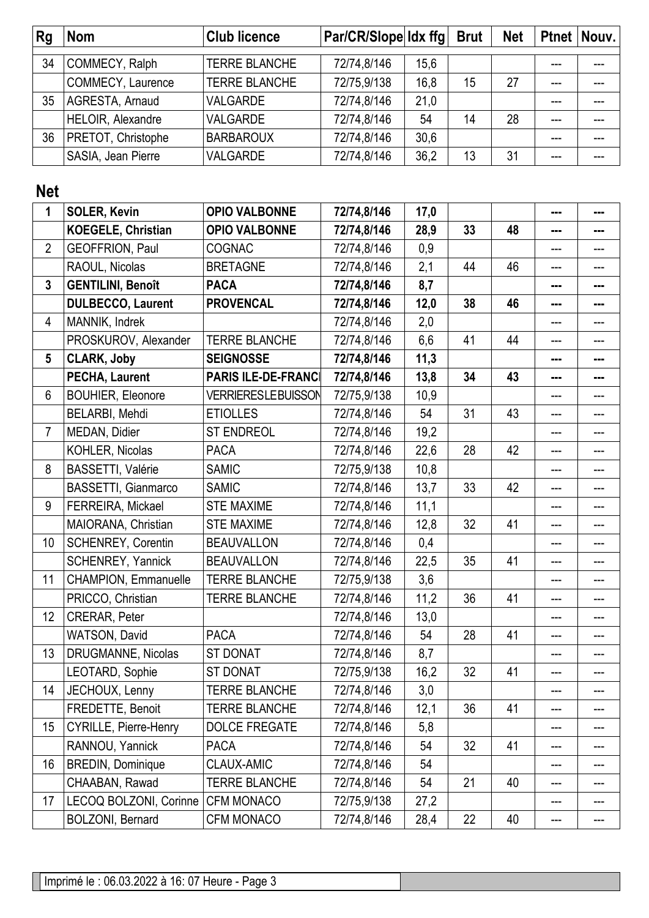| Rg | Nom | Club licence | Par/CR/Slope | Idx ffg | Brut | Net | Ptnet | Nouv. |
|---|---|---|---|---|---|---|---|---|
| 34 | COMMECY, Ralph | TERRE BLANCHE | 72/74,8/146 | 15,6 | | | --- | --- |
| | COMMECY, Laurence | TERRE BLANCHE | 72/75,9/138 | 16,8 | 15 | 27 | --- | --- |
| 35 | AGRESTA, Arnaud | VALGARDE | 72/74,8/146 | 21,0 | | | --- | --- |
| | HELOIR, Alexandre | VALGARDE | 72/74,8/146 | 54 | 14 | 28 | --- | --- |
| 36 | PRETOT, Christophe | BARBAROUX | 72/74,8/146 | 30,6 | | | --- | --- |
| | SASIA, Jean Pierre | VALGARDE | 72/74,8/146 | 36,2 | 13 | 31 | --- | --- |

## Net

| Rg | Nom | Club licence | Par/CR/Slope | Idx ffg | Brut | Net | Ptnet | Nouv. |
|---|---|---|---|---|---|---|---|---|
| **1** | **SOLER, Kevin** | **OPIO VALBONNE** | **72/74,8/146** | **17,0** | | | **---** | **---** |
| | **KOEGELE, Christian** | **OPIO VALBONNE** | **72/74,8/146** | **28,9** | **33** | **48** | **---** | **---** |
| 2 | GEOFFRION, Paul | COGNAC | 72/74,8/146 | 0,9 | | | --- | --- |
| | RAOUL, Nicolas | BRETAGNE | 72/74,8/146 | 2,1 | 44 | 46 | --- | --- |
| **3** | **GENTILINI, Benoît** | **PACA** | **72/74,8/146** | **8,7** | | | **---** | **---** |
| | **DULBECCO, Laurent** | **PROVENCAL** | **72/74,8/146** | **12,0** | **38** | **46** | **---** | **---** |
| 4 | MANNIK, Indrek | | 72/74,8/146 | 2,0 | | | --- | --- |
| | PROSKUROV, Alexander | TERRE BLANCHE | 72/74,8/146 | 6,6 | 41 | 44 | --- | --- |
| **5** | **CLARK, Joby** | **SEIGNOSSE** | **72/74,8/146** | **11,3** | | | **---** | **---** |
| | **PECHA, Laurent** | **PARIS ILE-DE-FRANCI** | **72/74,8/146** | **13,8** | **34** | **43** | **---** | **---** |
| 6 | BOUHIER, Eleonore | VERRIERESLEBUISSON | 72/75,9/138 | 10,9 | | | --- | --- |
| | BELARBI, Mehdi | ETIOLLES | 72/74,8/146 | 54 | 31 | 43 | --- | --- |
| 7 | MEDAN, Didier | ST ENDREOL | 72/74,8/146 | 19,2 | | | --- | --- |
| | KOHLER, Nicolas | PACA | 72/74,8/146 | 22,6 | 28 | 42 | --- | --- |
| 8 | BASSETTI, Valérie | SAMIC | 72/75,9/138 | 10,8 | | | --- | --- |
| | BASSETTI, Gianmarco | SAMIC | 72/74,8/146 | 13,7 | 33 | 42 | --- | --- |
| 9 | FERREIRA, Mickael | STE MAXIME | 72/74,8/146 | 11,1 | | | --- | --- |
| | MAIORANA, Christian | STE MAXIME | 72/74,8/146 | 12,8 | 32 | 41 | --- | --- |
| 10 | SCHENREY, Corentin | BEAUVALLON | 72/74,8/146 | 0,4 | | | --- | --- |
| | SCHENREY, Yannick | BEAUVALLON | 72/74,8/146 | 22,5 | 35 | 41 | --- | --- |
| 11 | CHAMPION, Emmanuelle | TERRE BLANCHE | 72/75,9/138 | 3,6 | | | --- | --- |
| | PRICCO, Christian | TERRE BLANCHE | 72/74,8/146 | 11,2 | 36 | 41 | --- | --- |
| 12 | CRERAR, Peter | | 72/74,8/146 | 13,0 | | | --- | --- |
| | WATSON, David | PACA | 72/74,8/146 | 54 | 28 | 41 | --- | --- |
| 13 | DRUGMANNE, Nicolas | ST DONAT | 72/74,8/146 | 8,7 | | | --- | --- |
| | LEOTARD, Sophie | ST DONAT | 72/75,9/138 | 16,2 | 32 | 41 | --- | --- |
| 14 | JECHOUX, Lenny | TERRE BLANCHE | 72/74,8/146 | 3,0 | | | --- | --- |
| | FREDETTE, Benoit | TERRE BLANCHE | 72/74,8/146 | 12,1 | 36 | 41 | --- | --- |
| 15 | CYRILLE, Pierre-Henry | DOLCE FREGATE | 72/74,8/146 | 5,8 | | | --- | --- |
| | RANNOU, Yannick | PACA | 72/74,8/146 | 54 | 32 | 41 | --- | --- |
| 16 | BREDIN, Dominique | CLAUX-AMIC | 72/74,8/146 | 54 | | | --- | --- |
| | CHAABAN, Rawad | TERRE BLANCHE | 72/74,8/146 | 54 | 21 | 40 | --- | --- |
| 17 | LECOQ BOLZONI, Corinne | CFM MONACO | 72/75,9/138 | 27,2 | | | --- | --- |
| | BOLZONI, Bernard | CFM MONACO | 72/74,8/146 | 28,4 | 22 | 40 | --- | --- |

Imprimé le : 06.03.2022 à 16: 07 Heure - Page 3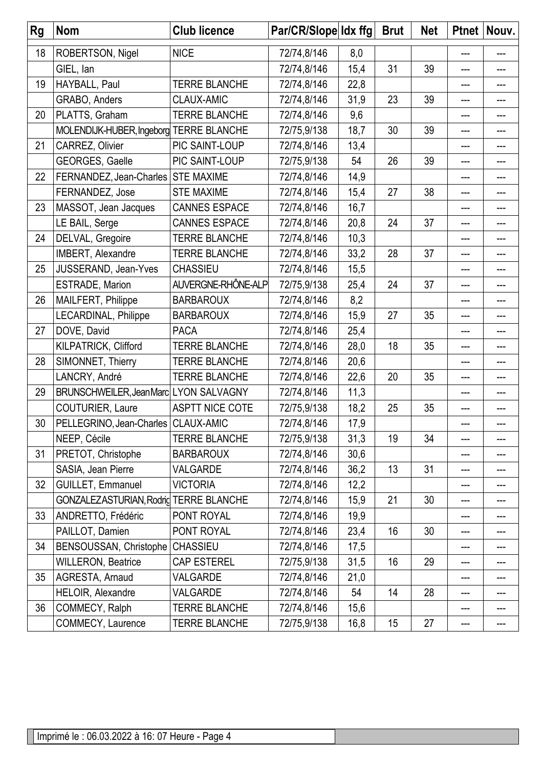| Rg | Nom | Club licence | Par/CR/Slope | Idx ffg | Brut | Net | Ptnet | Nouv. |
|---|---|---|---|---|---|---|---|---|
| 18 | ROBERTSON, Nigel | NICE | 72/74,8/146 | 8,0 | | | --- | --- |
| | GIEL, Ian | | 72/74,8/146 | 15,4 | 31 | 39 | --- | --- |
| 19 | HAYBALL, Paul | TERRE BLANCHE | 72/74,8/146 | 22,8 | | | --- | --- |
| | GRABO, Anders | CLAUX-AMIC | 72/74,8/146 | 31,9 | 23 | 39 | --- | --- |
| 20 | PLATTS, Graham | TERRE BLANCHE | 72/74,8/146 | 9,6 | | | --- | --- |
| | MOLENDIJK-HUBER, Ingeborg | TERRE BLANCHE | 72/75,9/138 | 18,7 | 30 | 39 | --- | --- |
| 21 | CARREZ, Olivier | PIC SAINT-LOUP | 72/74,8/146 | 13,4 | | | --- | --- |
| | GEORGES, Gaelle | PIC SAINT-LOUP | 72/75,9/138 | 54 | 26 | 39 | --- | --- |
| 22 | FERNANDEZ, Jean-Charles | STE MAXIME | 72/74,8/146 | 14,9 | | | --- | --- |
| | FERNANDEZ, Jose | STE MAXIME | 72/74,8/146 | 15,4 | 27 | 38 | --- | --- |
| 23 | MASSOT, Jean Jacques | CANNES ESPACE | 72/74,8/146 | 16,7 | | | --- | --- |
| | LE BAIL, Serge | CANNES ESPACE | 72/74,8/146 | 20,8 | 24 | 37 | --- | --- |
| 24 | DELVAL, Gregoire | TERRE BLANCHE | 72/74,8/146 | 10,3 | | | --- | --- |
| | IMBERT, Alexandre | TERRE BLANCHE | 72/74,8/146 | 33,2 | 28 | 37 | --- | --- |
| 25 | JUSSERAND, Jean-Yves | CHASSIEU | 72/74,8/146 | 15,5 | | | --- | --- |
| | ESTRADE, Marion | AUVERGNE-RHÔNE-ALP | 72/75,9/138 | 25,4 | 24 | 37 | --- | --- |
| 26 | MAILFERT, Philippe | BARBAROUX | 72/74,8/146 | 8,2 | | | --- | --- |
| | LECARDINAL, Philippe | BARBAROUX | 72/74,8/146 | 15,9 | 27 | 35 | --- | --- |
| 27 | DOVE, David | PACA | 72/74,8/146 | 25,4 | | | --- | --- |
| | KILPATRICK, Clifford | TERRE BLANCHE | 72/74,8/146 | 28,0 | 18 | 35 | --- | --- |
| 28 | SIMONNET, Thierry | TERRE BLANCHE | 72/74,8/146 | 20,6 | | | --- | --- |
| | LANCRY, André | TERRE BLANCHE | 72/74,8/146 | 22,6 | 20 | 35 | --- | --- |
| 29 | BRUNSCHWEILER, JeanMarc | LYON SALVAGNY | 72/74,8/146 | 11,3 | | | --- | --- |
| | COUTURIER, Laure | ASPTT NICE COTE | 72/75,9/138 | 18,2 | 25 | 35 | --- | --- |
| 30 | PELLEGRINO, Jean-Charles | CLAUX-AMIC | 72/74,8/146 | 17,9 | | | --- | --- |
| | NEEP, Cécile | TERRE BLANCHE | 72/75,9/138 | 31,3 | 19 | 34 | --- | --- |
| 31 | PRETOT, Christophe | BARBAROUX | 72/74,8/146 | 30,6 | | | --- | --- |
| | SASIA, Jean Pierre | VALGARDE | 72/74,8/146 | 36,2 | 13 | 31 | --- | --- |
| 32 | GUILLET, Emmanuel | VICTORIA | 72/74,8/146 | 12,2 | | | --- | --- |
| | GONZALEZASTURIAN, Rodrig | TERRE BLANCHE | 72/74,8/146 | 15,9 | 21 | 30 | --- | --- |
| 33 | ANDRETTO, Frédéric | PONT ROYAL | 72/74,8/146 | 19,9 | | | --- | --- |
| | PAILLOT, Damien | PONT ROYAL | 72/74,8/146 | 23,4 | 16 | 30 | --- | --- |
| 34 | BENSOUSSAN, Christophe | CHASSIEU | 72/74,8/146 | 17,5 | | | --- | --- |
| | WILLERON, Beatrice | CAP ESTEREL | 72/75,9/138 | 31,5 | 16 | 29 | --- | --- |
| 35 | AGRESTA, Arnaud | VALGARDE | 72/74,8/146 | 21,0 | | | --- | --- |
| | HELOIR, Alexandre | VALGARDE | 72/74,8/146 | 54 | 14 | 28 | --- | --- |
| 36 | COMMECY, Ralph | TERRE BLANCHE | 72/74,8/146 | 15,6 | | | --- | --- |
| | COMMECY, Laurence | TERRE BLANCHE | 72/75,9/138 | 16,8 | 15 | 27 | --- | --- |

Imprimé le : 06.03.2022 à 16: 07 Heure - Page 4